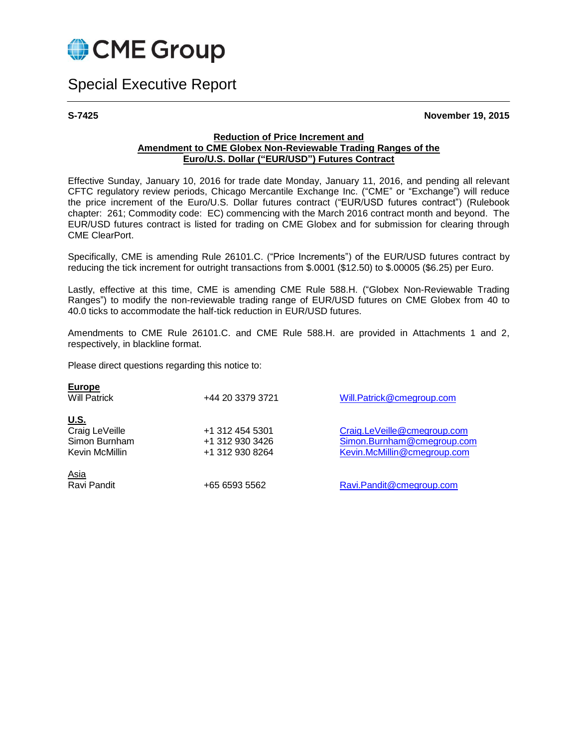CME Group

# Special Executive Report

**S-7425** **November 19, 2015**

**Reduction of Price Increment and**
**Amendment to CME Globex Non-Reviewable Trading Ranges of the**
**Euro/U.S. Dollar (“EUR/USD”) Futures Contract**

Effective Sunday, January 10, 2016 for trade date Monday, January 11, 2016, and pending all relevant CFTC regulatory review periods, Chicago Mercantile Exchange Inc. (“CME” or “Exchange”) will reduce the price increment of the Euro/U.S. Dollar futures contract (“EUR/USD futures contract”) (Rulebook chapter: 261; Commodity code: EC) commencing with the March 2016 contract month and beyond. The EUR/USD futures contract is listed for trading on CME Globex and for submission for clearing through CME ClearPort.

Specifically, CME is amending Rule 26101.C. (“Price Increments”) of the EUR/USD futures contract by reducing the tick increment for outright transactions from $.0001 ($12.50) to $.00005 ($6.25) per Euro.

Lastly, effective at this time, CME is amending CME Rule 588.H. (“Globex Non-Reviewable Trading Ranges”) to modify the non-reviewable trading range of EUR/USD futures on CME Globex from 40 to 40.0 ticks to accommodate the half-tick reduction in EUR/USD futures.

Amendments to CME Rule 26101.C. and CME Rule 588.H. are provided in Attachments 1 and 2, respectively, in blackline format.

Please direct questions regarding this notice to:

**Europe**

| | | |
|---|---|---|
| Will Patrick | +44 20 3379 3721 | Will.Patrick@cmegroup.com |

**U.S.**

| | | |
|---|---|---|
| Craig LeVeille | +1 312 454 5301 | Craig.LeVeille@cmegroup.com |
| Simon Burnham | +1 312 930 3426 | Simon.Burnham@cmegroup.com |
| Kevin McMillin | +1 312 930 8264 | Kevin.McMillin@cmegroup.com |

Asia

| | | |
|---|---|---|
| Ravi Pandit | +65 6593 5562 | Ravi.Pandit@cmegroup.com |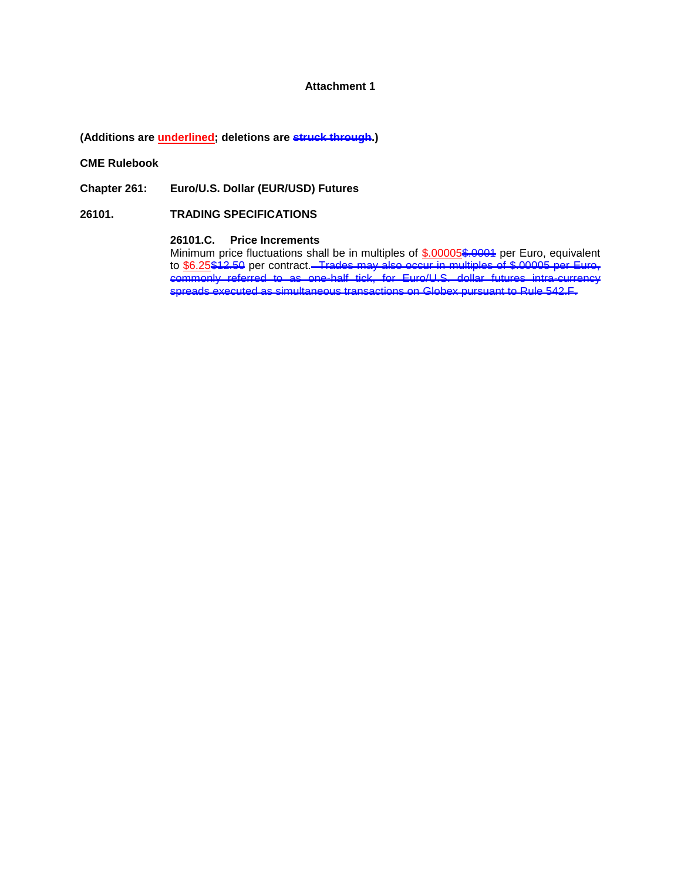**Attachment 1**

**(Additions are <u>underlined</u>; deletions are ~~struck through~~.)**

**CME Rulebook**

**Chapter 261: Euro/U.S. Dollar (EUR/USD) Futures**

**26101. TRADING SPECIFICATIONS**

**26101.C. Price Increments**

Minimum price fluctuations shall be in multiples of <u>$.00005</u>~~$.0001~~ per Euro, equivalent to <u>$6.25</u>~~$12.50~~ per contract. ~~Trades may also occur in multiples of $.00005 per Euro, commonly referred to as one-half tick, for Euro/U.S. dollar futures intra-currency spreads executed as simultaneous transactions on Globex pursuant to Rule 542.F.~~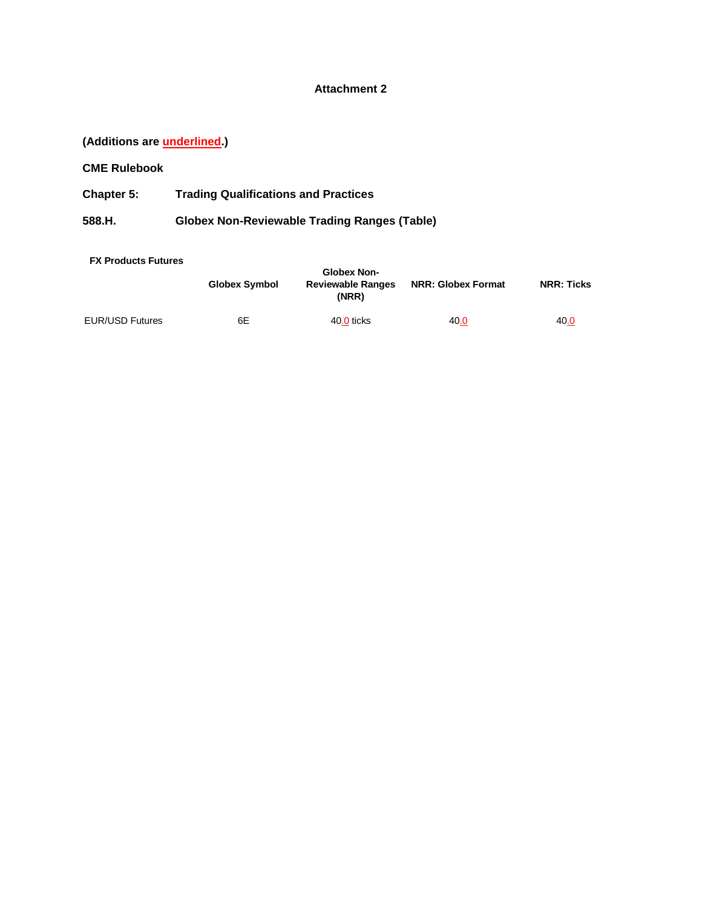**Attachment 2**

**(Additions are underlined.)**

**CME Rulebook**

**Chapter 5: Trading Qualifications and Practices**

**588.H. Globex Non-Reviewable Trading Ranges (Table)**

| FX Products Futures | Globex Symbol | Globex Non-Reviewable Ranges (NRR) | NRR: Globex Format | NRR: Ticks |
|---|---|---|---|---|
| EUR/USD Futures | 6E | 40.0 ticks | 40.0 | 40.0 |